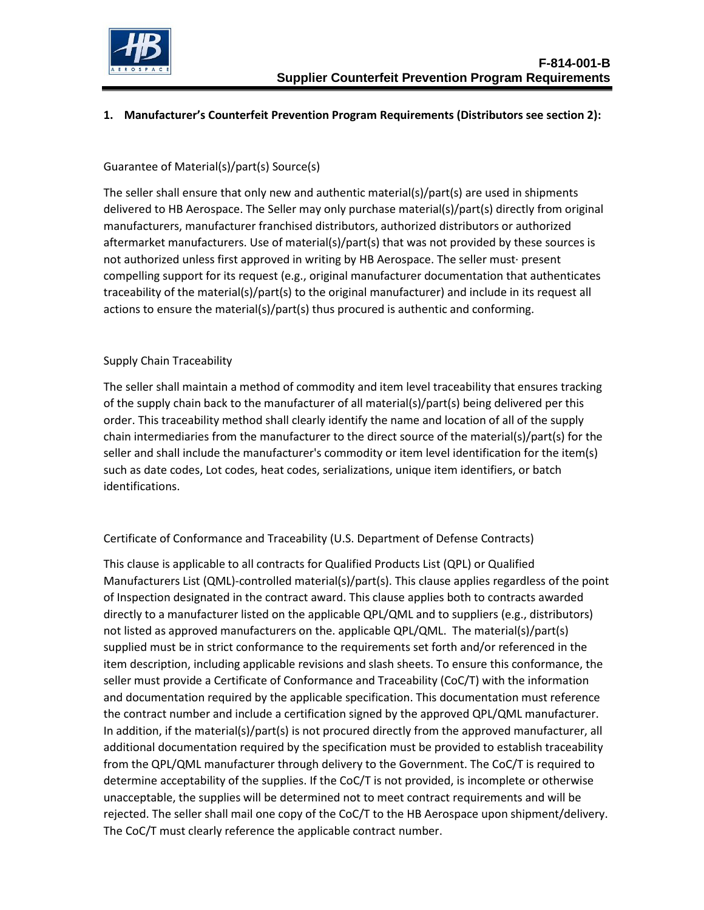# F-814-001-B
## Supplier Counterfeit Prevention Program Requirements

### 1. Manufacturer's Counterfeit Prevention Program Requirements (Distributors see section 2):

Guarantee of Material(s)/part(s) Source(s)

The seller shall ensure that only new and authentic material(s)/part(s) are used in shipments delivered to HB Aerospace. The Seller may only purchase material(s)/part(s) directly from original manufacturers, manufacturer franchised distributors, authorized distributors or authorized aftermarket manufacturers. Use of material(s)/part(s) that was not provided by these sources is not authorized unless first approved in writing by HB Aerospace. The seller must· present compelling support for its request (e.g., original manufacturer documentation that authenticates traceability of the material(s)/part(s) to the original manufacturer) and include in its request all actions to ensure the material(s)/part(s) thus procured is authentic and conforming.

Supply Chain Traceability

The seller shall maintain a method of commodity and item level traceability that ensures tracking of the supply chain back to the manufacturer of all material(s)/part(s) being delivered per this order. This traceability method shall clearly identify the name and location of all of the supply chain intermediaries from the manufacturer to the direct source of the material(s)/part(s) for the seller and shall include the manufacturer's commodity or item level identification for the item(s) such as date codes, Lot codes, heat codes, serializations, unique item identifiers, or batch identifications.

Certificate of Conformance and Traceability (U.S. Department of Defense Contracts)

This clause is applicable to all contracts for Qualified Products List (QPL) or Qualified Manufacturers List (QML)-controlled material(s)/part(s). This clause applies regardless of the point of Inspection designated in the contract award. This clause applies both to contracts awarded directly to a manufacturer listed on the applicable QPL/QML and to suppliers (e.g., distributors) not listed as approved manufacturers on the. applicable QPL/QML. The material(s)/part(s) supplied must be in strict conformance to the requirements set forth and/or referenced in the item description, including applicable revisions and slash sheets. To ensure this conformance, the seller must provide a Certificate of Conformance and Traceability (CoC/T) with the information and documentation required by the applicable specification. This documentation must reference the contract number and include a certification signed by the approved QPL/QML manufacturer. In addition, if the material(s)/part(s) is not procured directly from the approved manufacturer, all additional documentation required by the specification must be provided to establish traceability from the QPL/QML manufacturer through delivery to the Government. The CoC/T is required to determine acceptability of the supplies. If the CoC/T is not provided, is incomplete or otherwise unacceptable, the supplies will be determined not to meet contract requirements and will be rejected. The seller shall mail one copy of the CoC/T to the HB Aerospace upon shipment/delivery. The CoC/T must clearly reference the applicable contract number.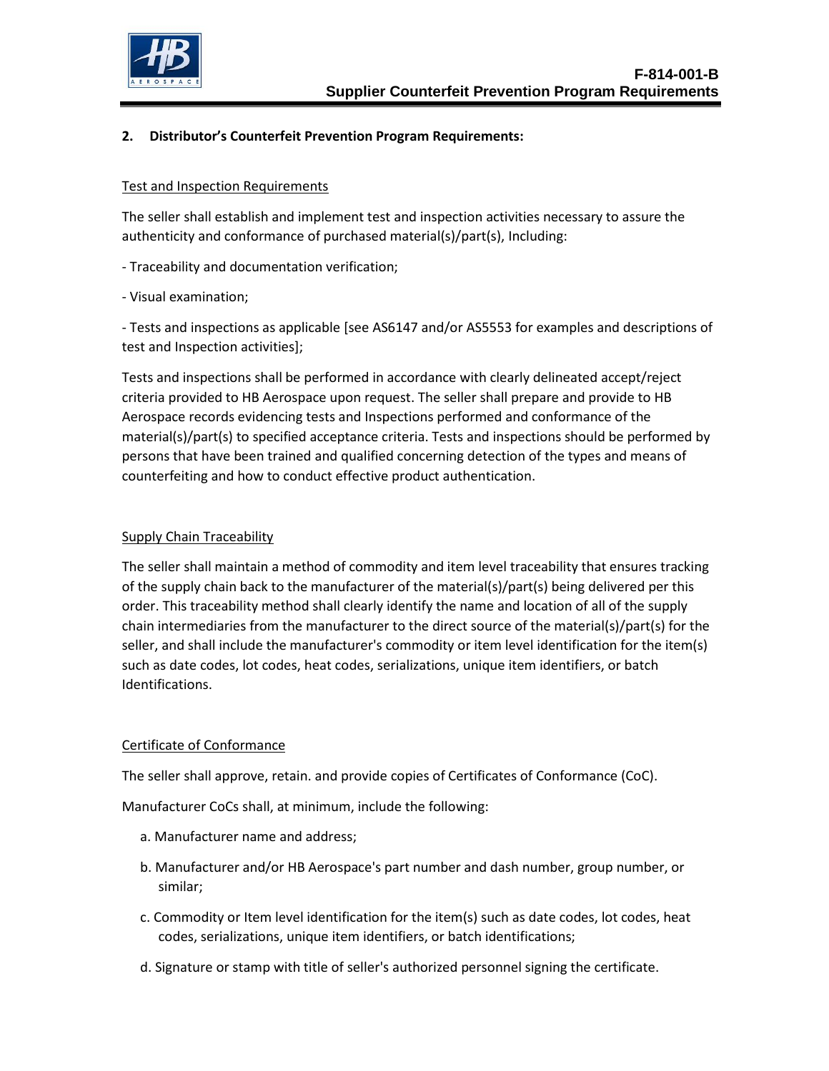**2. Distributor's Counterfeit Prevention Program Requirements:**

<u>Test and Inspection Requirements</u>

The seller shall establish and implement test and inspection activities necessary to assure the authenticity and conformance of purchased material(s)/part(s), Including:

- Traceability and documentation verification;

- Visual examination;

- Tests and inspections as applicable [see AS6147 and/or AS5553 for examples and descriptions of test and Inspection activities];

Tests and inspections shall be performed in accordance with clearly delineated accept/reject criteria provided to HB Aerospace upon request. The seller shall prepare and provide to HB Aerospace records evidencing tests and Inspections performed and conformance of the material(s)/part(s) to specified acceptance criteria. Tests and inspections should be performed by persons that have been trained and qualified concerning detection of the types and means of counterfeiting and how to conduct effective product authentication.

<u>Supply Chain Traceability</u>

The seller shall maintain a method of commodity and item level traceability that ensures tracking of the supply chain back to the manufacturer of the material(s)/part(s) being delivered per this order. This traceability method shall clearly identify the name and location of all of the supply chain intermediaries from the manufacturer to the direct source of the material(s)/part(s) for the seller, and shall include the manufacturer's commodity or item level identification for the item(s) such as date codes, lot codes, heat codes, serializations, unique item identifiers, or batch Identifications.

<u>Certificate of Conformance</u>

The seller shall approve, retain. and provide copies of Certificates of Conformance (CoC).

Manufacturer CoCs shall, at minimum, include the following:

a. Manufacturer name and address;

b. Manufacturer and/or HB Aerospace's part number and dash number, group number, or similar;

c. Commodity or Item level identification for the item(s) such as date codes, lot codes, heat codes, serializations, unique item identifiers, or batch identifications;

d. Signature or stamp with title of seller's authorized personnel signing the certificate.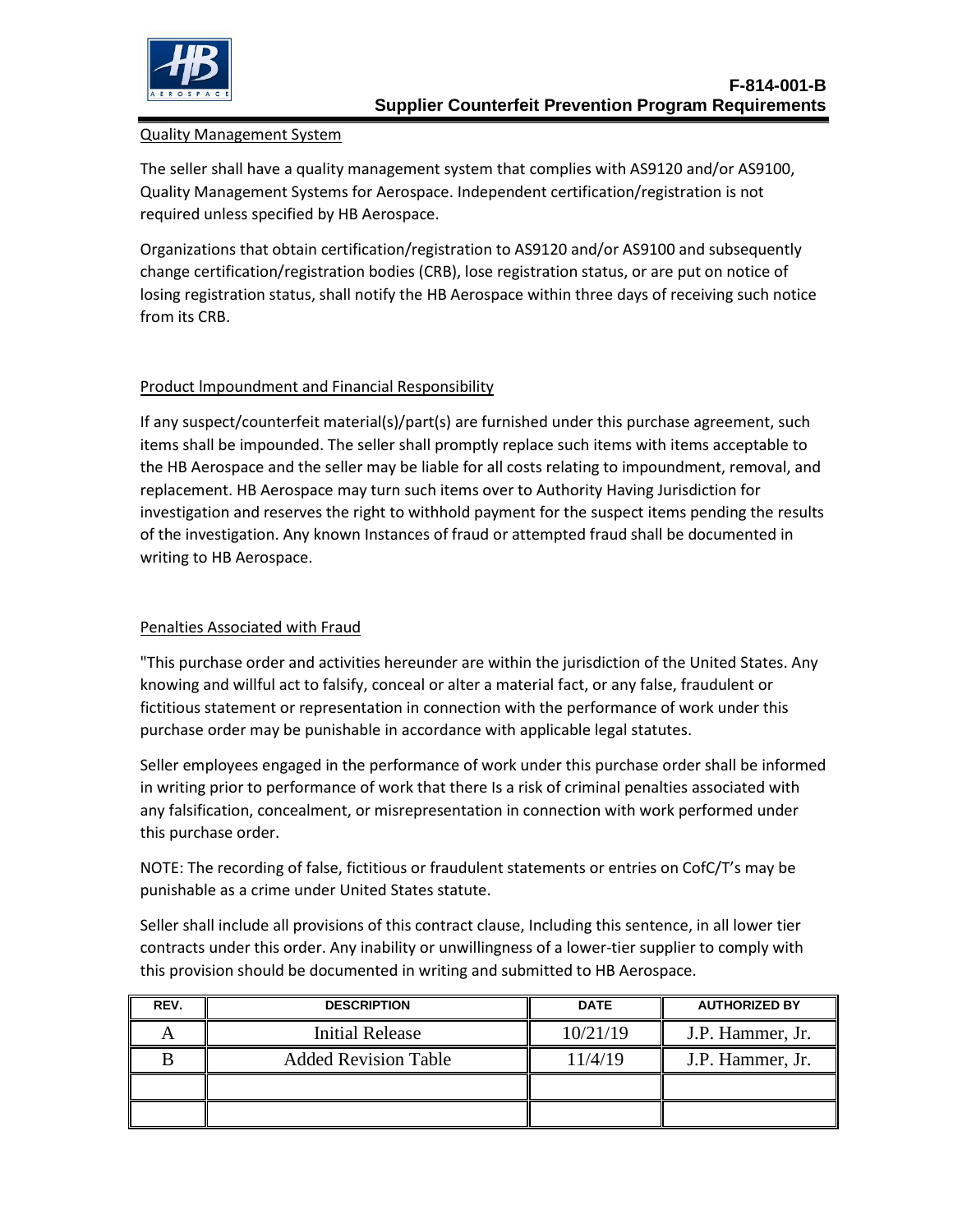Quality Management System

The seller shall have a quality management system that complies with AS9120 and/or AS9100, Quality Management Systems for Aerospace. Independent certification/registration is not required unless specified by HB Aerospace.

Organizations that obtain certification/registration to AS9120 and/or AS9100 and subsequently change certification/registration bodies (CRB), lose registration status, or are put on notice of losing registration status, shall notify the HB Aerospace within three days of receiving such notice from its CRB.

Product lmpoundment and Financial Responsibility

If any suspect/counterfeit material(s)/part(s) are furnished under this purchase agreement, such items shall be impounded. The seller shall promptly replace such items with items acceptable to the HB Aerospace and the seller may be liable for all costs relating to impoundment, removal, and replacement. HB Aerospace may turn such items over to Authority Having Jurisdiction for investigation and reserves the right to withhold payment for the suspect items pending the results of the investigation. Any known Instances of fraud or attempted fraud shall be documented in writing to HB Aerospace.

Penalties Associated with Fraud

"This purchase order and activities hereunder are within the jurisdiction of the United States. Any knowing and willful act to falsify, conceal or alter a material fact, or any false, fraudulent or fictitious statement or representation in connection with the performance of work under this purchase order may be punishable in accordance with applicable legal statutes.

Seller employees engaged in the performance of work under this purchase order shall be informed in writing prior to performance of work that there Is a risk of criminal penalties associated with any falsification, concealment, or misrepresentation in connection with work performed under this purchase order.

NOTE: The recording of false, fictitious or fraudulent statements or entries on CofC/T's may be punishable as a crime under United States statute.

Seller shall include all provisions of this contract clause, Including this sentence, in all lower tier contracts under this order. Any inability or unwillingness of a lower-tier supplier to comply with this provision should be documented in writing and submitted to HB Aerospace.

| REV. | DESCRIPTION | DATE | AUTHORIZED BY |
|---|---|---|---|
| A | Initial Release | 10/21/19 | J.P. Hammer, Jr. |
| B | Added Revision Table | 11/4/19 | J.P. Hammer, Jr. |
| | | | |
| | | | |